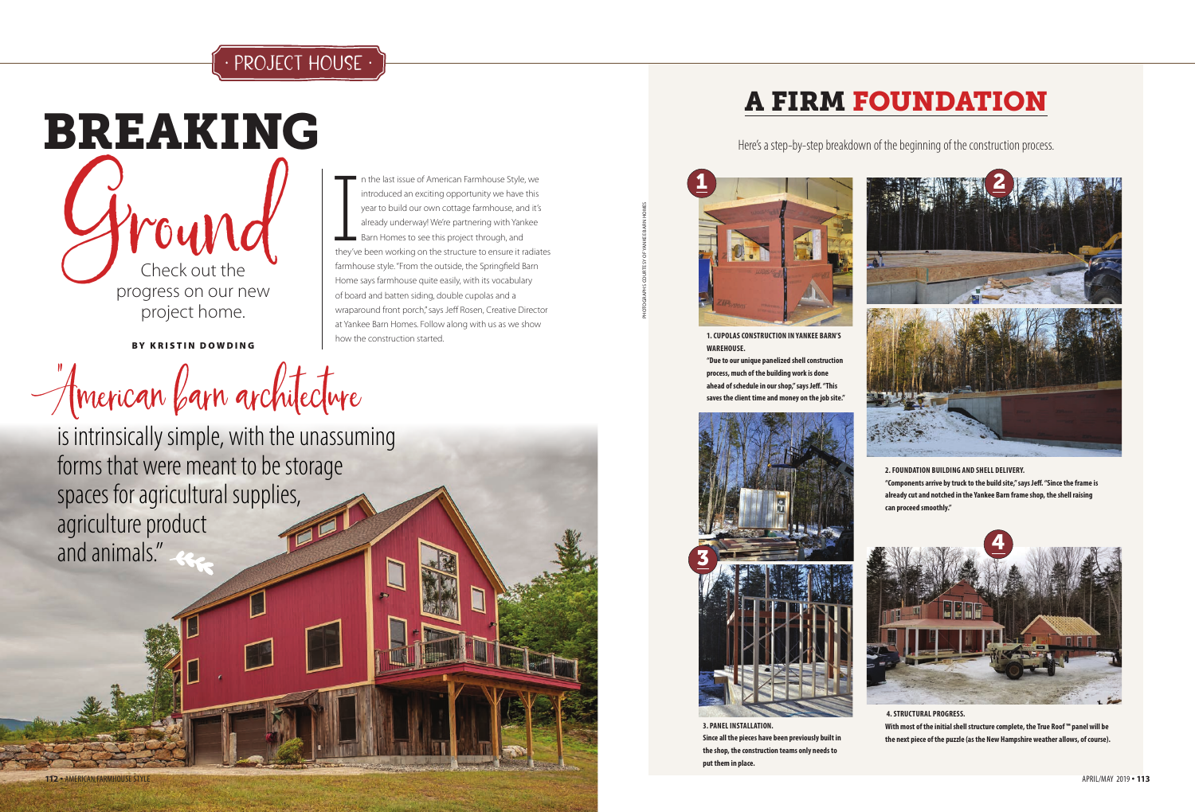· PROJECT HOUSE ·

# BREAKING Ground

Check out the progress on our new project home.

BY KRISTIN DOWDING

In the last issue of American Farmhouse Style, we introduced an exciting opportunity we have this year to build our own cottage farmhouse, and it's already underway! We're partnering with Yankee Barn Homes to see this project through, and they've been working on the structure to ensure it radiates farmhouse style. "From the outside, the Springfield Barn Home says farmhouse quite easily, with its vocabulary of board and batten siding, double cupolas and a wraparound front porch," says Jeff Rosen, Creative Director at Yankee Barn Homes. Follow along with us as we show how the construction started.

"American barn architecture is intrinsically simple, with the unassuming forms that were meant to be storage spaces for agricultural supplies, agriculture product and animals."

PHOTOGRAPHS COURTESY OF YANKEE BARN HOMES

## A FIRM FOUNDATION

Here's a step-by-step breakdown of the beginning of the construction process.

**1. CUPOLAS CONSTRUCTION IN YANKEE BARN'S WAREHOUSE.**
**"Due to our unique panelized shell construction process, much of the building work is done ahead of schedule in our shop," says Jeff. "This saves the client time and money on the job site."**

**2. FOUNDATION BUILDING AND SHELL DELIVERY.**
**"Components arrive by truck to the build site," says Jeff. "Since the frame is already cut and notched in the Yankee Barn frame shop, the shell raising can proceed smoothly."**

**3. PANEL INSTALLATION.**
**Since all the pieces have been previously built in the shop, the construction teams only needs to put them in place.**

**4. STRUCTURAL PROGRESS.**
**With most of the initial shell structure complete, the True Roof ™ panel will be the next piece of the puzzle (as the New Hampshire weather allows, of course).**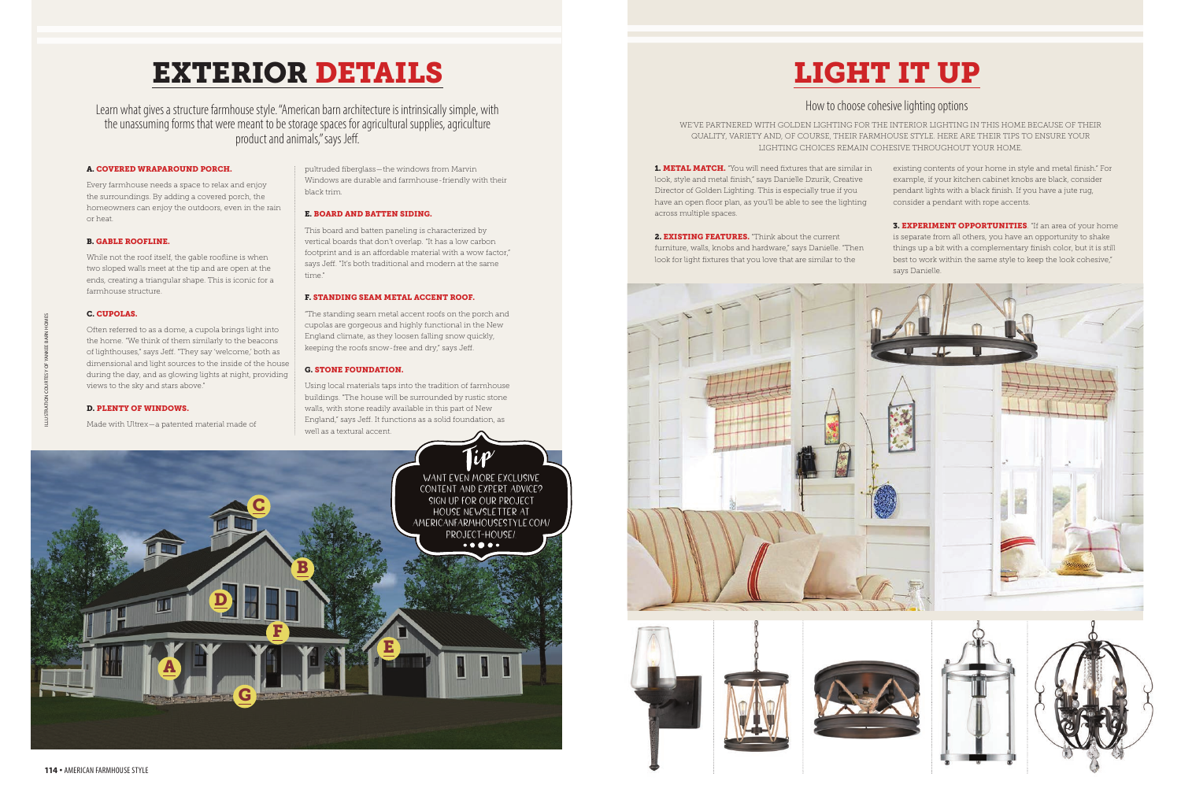# EXTERIOR DETAILS

Learn what gives a structure farmhouse style. "American barn architecture is intrinsically simple, with the unassuming forms that were meant to be storage spaces for agricultural supplies, agriculture product and animals," says Jeff.

### A. COVERED WRAPAROUND PORCH.

Every farmhouse needs a space to relax and enjoy the surroundings. By adding a covered porch, the homeowners can enjoy the outdoors, even in the rain or heat.

### B. GABLE ROOFLINE.

While not the roof itself, the gable roofline is when two sloped walls meet at the tip and are open at the ends, creating a triangular shape. This is iconic for a farmhouse structure.

### C. CUPOLAS.

Often referred to as a dome, a cupola brings light into the home. "We think of them similarly to the beacons of lighthouses," says Jeff. "They say 'welcome,' both as dimensional and light sources to the inside of the house during the day, and as glowing lights at night, providing views to the sky and stars above."

### D. PLENTY OF WINDOWS.

Made with Ultrex—a patented material made of pultruded fiberglass—the windows from Marvin Windows are durable and farmhouse-friendly with their black trim.

### E. BOARD AND BATTEN SIDING.

This board and batten paneling is characterized by vertical boards that don't overlap. "It has a low carbon footprint and is an affordable material with a wow factor," says Jeff. "It's both traditional and modern at the same time."

### F. STANDING SEAM METAL ACCENT ROOF.

"The standing seam metal accent roofs on the porch and cupolas are gorgeous and highly functional in the New England climate, as they loosen falling snow quickly, keeping the roofs snow-free and dry," says Jeff.

### G. STONE FOUNDATION.

Using local materials taps into the tradition of farmhouse buildings. "The house will be surrounded by rustic stone walls, with stone readily available in this part of New England," says Jeff. It functions as a solid foundation, as well as a textural accent.

ILLUSTRATION COURTESY OF YANKEE BARN HOMES

**Tip**

WANT EVEN MORE EXCLUSIVE CONTENT AND EXPERT ADVICE? SIGN UP FOR OUR PROJECT HOUSE NEWSLETTER AT AMERICANFARMHOUSESTYLE.COM/PROJECT-HOUSE/

# LIGHT IT UP

## How to choose cohesive lighting options

WE'VE PARTNERED WITH GOLDEN LIGHTING FOR THE INTERIOR LIGHTING IN THIS HOME BECAUSE OF THEIR QUALITY, VARIETY AND, OF COURSE, THEIR FARMHOUSE STYLE. HERE ARE THEIR TIPS TO ENSURE YOUR LIGHTING CHOICES REMAIN COHESIVE THROUGHOUT YOUR HOME.

**1. METAL MATCH.** "You will need fixtures that are similar in look, style and metal finish," says Danielle Dzurik, Creative Director of Golden Lighting. This is especially true if you have an open floor plan, as you'll be able to see the lighting across multiple spaces.

**2. EXISTING FEATURES.** "Think about the current furniture, walls, knobs and hardware," says Danielle. "Then look for light fixtures that you love that are similar to the existing contents of your home in style and metal finish." For example, if your kitchen cabinet knobs are black, consider pendant lights with a black finish. If you have a jute rug, consider a pendant with rope accents.

**3. EXPERIMENT OPPORTUNITIES.** "If an area of your home is separate from all others, you have an opportunity to shake things up a bit with a complementary finish color, but it is still best to work within the same style to keep the look cohesive," says Danielle.